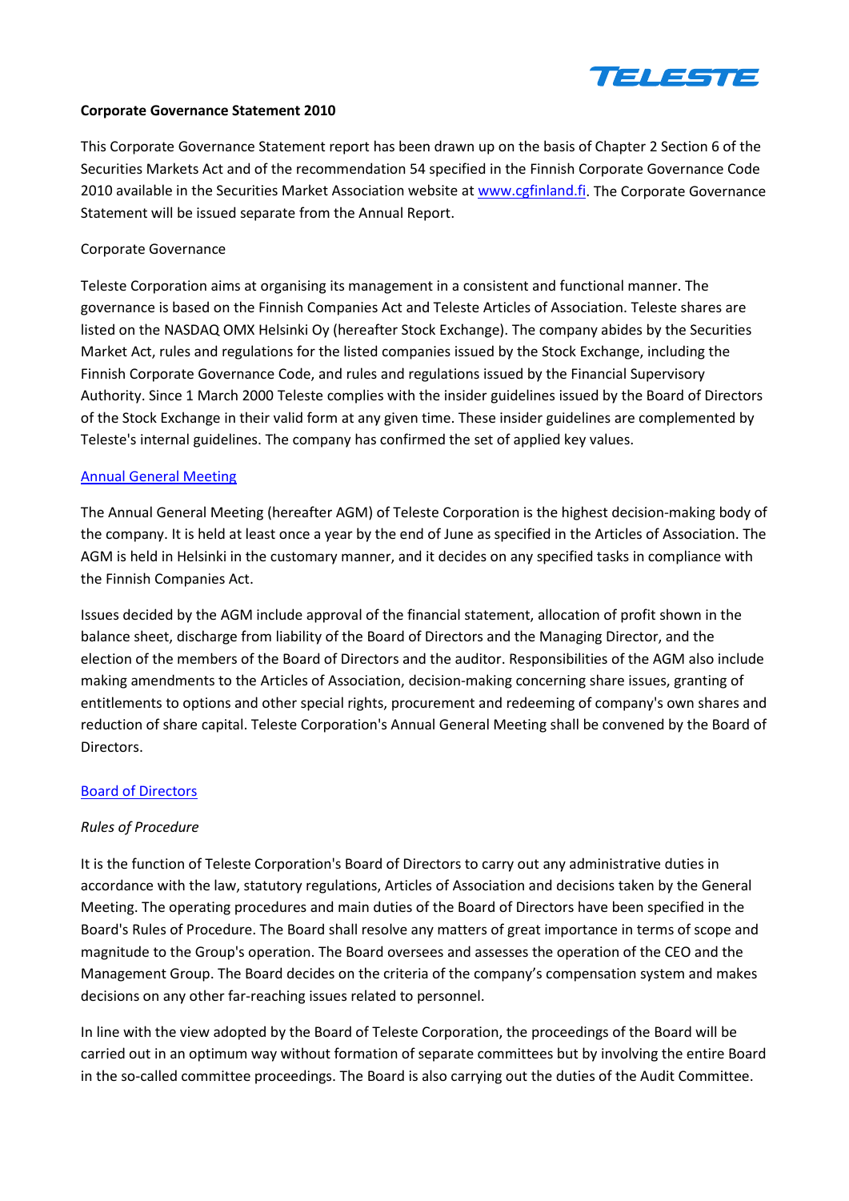# Corporate Governance Statement 2010

This Corporate Governance Statement report has been drawn up on the basis of Chapter 2 Section 6 of the Securities Markets Act and of the recommendation 54 specified in the Finnish Corporate Governance Code 2010 available in the Securities Market Association website at [www.cgfinland.fi](www.cgfinland.fi). The Corporate Governance Statement will be issued separate from the Annual Report.

## Corporate Governance

Teleste Corporation aims at organising its management in a consistent and functional manner. The governance is based on the Finnish Companies Act and Teleste Articles of Association. Teleste shares are listed on the NASDAQ OMX Helsinki Oy (hereafter Stock Exchange). The company abides by the Securities Market Act, rules and regulations for the listed companies issued by the Stock Exchange, including the Finnish Corporate Governance Code, and rules and regulations issued by the Financial Supervisory Authority. Since 1 March 2000 Teleste complies with the insider guidelines issued by the Board of Directors of the Stock Exchange in their valid form at any given time. These insider guidelines are complemented by Teleste's internal guidelines. The company has confirmed the set of applied key values.

## Annual General Meeting

The Annual General Meeting (hereafter AGM) of Teleste Corporation is the highest decision-making body of the company. It is held at least once a year by the end of June as specified in the Articles of Association. The AGM is held in Helsinki in the customary manner, and it decides on any specified tasks in compliance with the Finnish Companies Act.

Issues decided by the AGM include approval of the financial statement, allocation of profit shown in the balance sheet, discharge from liability of the Board of Directors and the Managing Director, and the election of the members of the Board of Directors and the auditor. Responsibilities of the AGM also include making amendments to the Articles of Association, decision-making concerning share issues, granting of entitlements to options and other special rights, procurement and redeeming of company's own shares and reduction of share capital. Teleste Corporation's Annual General Meeting shall be convened by the Board of Directors.

## Board of Directors

### *Rules of Procedure*

It is the function of Teleste Corporation's Board of Directors to carry out any administrative duties in accordance with the law, statutory regulations, Articles of Association and decisions taken by the General Meeting. The operating procedures and main duties of the Board of Directors have been specified in the Board's Rules of Procedure. The Board shall resolve any matters of great importance in terms of scope and magnitude to the Group's operation. The Board oversees and assesses the operation of the CEO and the Management Group. The Board decides on the criteria of the company's compensation system and makes decisions on any other far-reaching issues related to personnel.

In line with the view adopted by the Board of Teleste Corporation, the proceedings of the Board will be carried out in an optimum way without formation of separate committees but by involving the entire Board in the so-called committee proceedings. The Board is also carrying out the duties of the Audit Committee.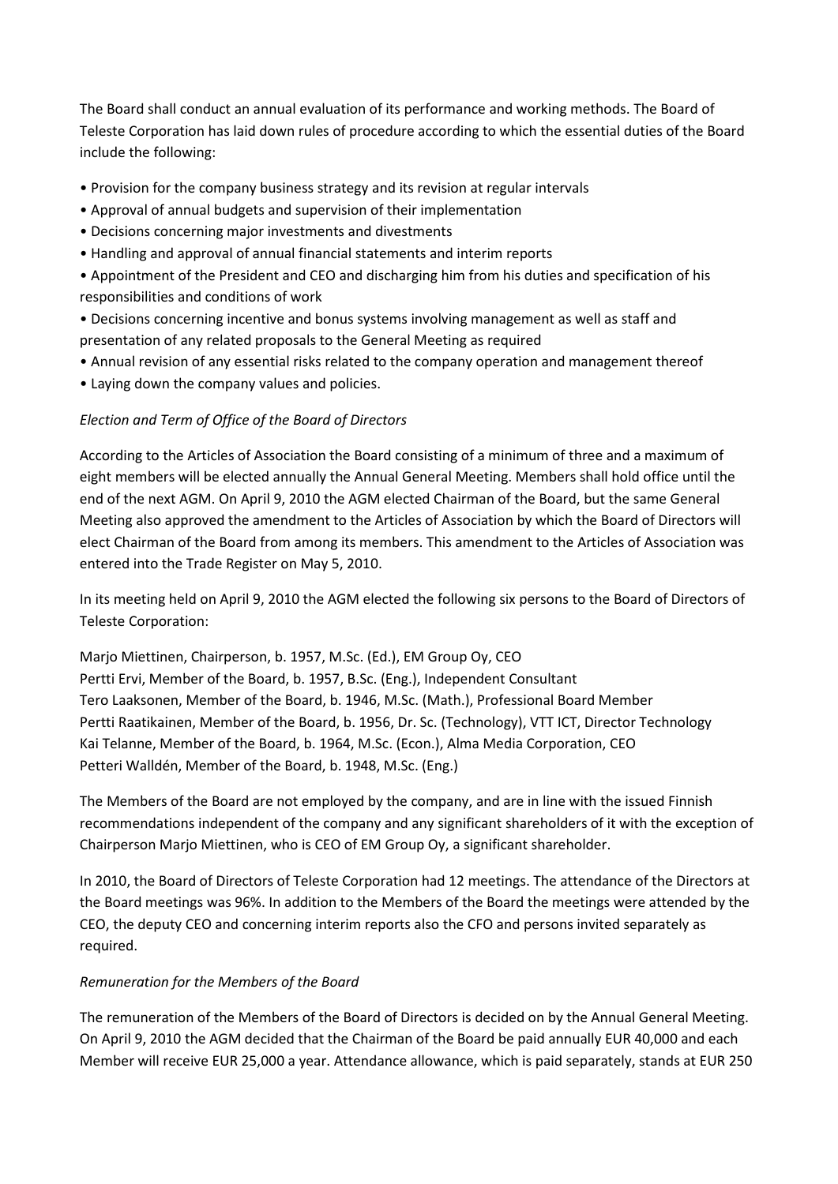The Board shall conduct an annual evaluation of its performance and working methods. The Board of Teleste Corporation has laid down rules of procedure according to which the essential duties of the Board include the following:

- Provision for the company business strategy and its revision at regular intervals
- Approval of annual budgets and supervision of their implementation
- Decisions concerning major investments and divestments
- Handling and approval of annual financial statements and interim reports
- Appointment of the President and CEO and discharging him from his duties and specification of his responsibilities and conditions of work
- Decisions concerning incentive and bonus systems involving management as well as staff and presentation of any related proposals to the General Meeting as required
- Annual revision of any essential risks related to the company operation and management thereof
- Laying down the company values and policies.

*Election and Term of Office of the Board of Directors*

According to the Articles of Association the Board consisting of a minimum of three and a maximum of eight members will be elected annually the Annual General Meeting. Members shall hold office until the end of the next AGM. On April 9, 2010 the AGM elected Chairman of the Board, but the same General Meeting also approved the amendment to the Articles of Association by which the Board of Directors will elect Chairman of the Board from among its members. This amendment to the Articles of Association was entered into the Trade Register on May 5, 2010.

In its meeting held on April 9, 2010 the AGM elected the following six persons to the Board of Directors of Teleste Corporation:

Marjo Miettinen, Chairperson, b. 1957, M.Sc. (Ed.), EM Group Oy, CEO
Pertti Ervi, Member of the Board, b. 1957, B.Sc. (Eng.), Independent Consultant
Tero Laaksonen, Member of the Board, b. 1946, M.Sc. (Math.), Professional Board Member
Pertti Raatikainen, Member of the Board, b. 1956, Dr. Sc. (Technology), VTT ICT, Director Technology
Kai Telanne, Member of the Board, b. 1964, M.Sc. (Econ.), Alma Media Corporation, CEO
Petteri Walldén, Member of the Board, b. 1948, M.Sc. (Eng.)

The Members of the Board are not employed by the company, and are in line with the issued Finnish recommendations independent of the company and any significant shareholders of it with the exception of Chairperson Marjo Miettinen, who is CEO of EM Group Oy, a significant shareholder.

In 2010, the Board of Directors of Teleste Corporation had 12 meetings. The attendance of the Directors at the Board meetings was 96%. In addition to the Members of the Board the meetings were attended by the CEO, the deputy CEO and concerning interim reports also the CFO and persons invited separately as required.

*Remuneration for the Members of the Board*

The remuneration of the Members of the Board of Directors is decided on by the Annual General Meeting. On April 9, 2010 the AGM decided that the Chairman of the Board be paid annually EUR 40,000 and each Member will receive EUR 25,000 a year. Attendance allowance, which is paid separately, stands at EUR 250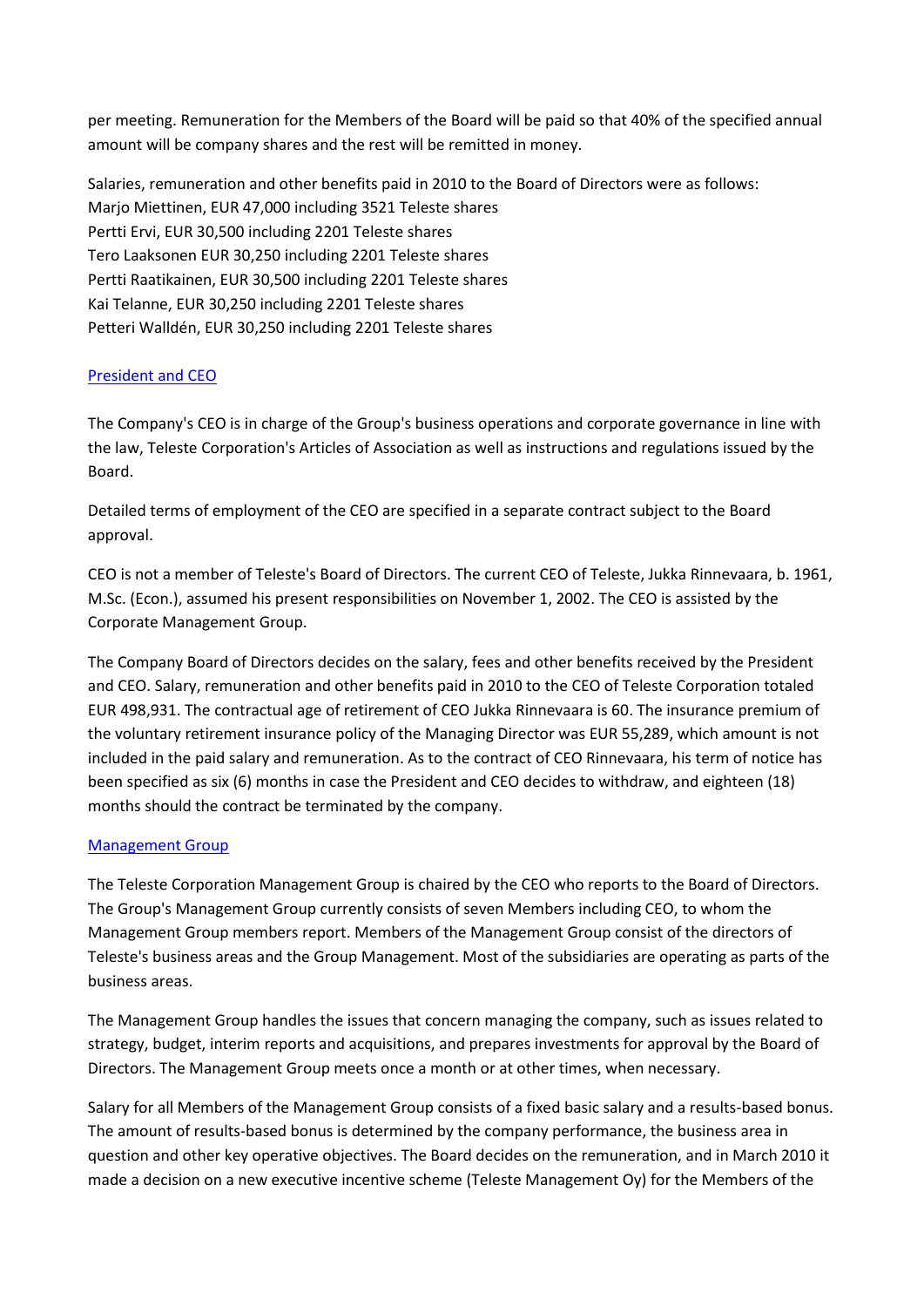per meeting. Remuneration for the Members of the Board will be paid so that 40% of the specified annual amount will be company shares and the rest will be remitted in money.

Salaries, remuneration and other benefits paid in 2010 to the Board of Directors were as follows:
Marjo Miettinen, EUR 47,000 including 3521 Teleste shares
Pertti Ervi, EUR 30,500 including 2201 Teleste shares
Tero Laaksonen EUR 30,250 including 2201 Teleste shares
Pertti Raatikainen, EUR 30,500 including 2201 Teleste shares
Kai Telanne, EUR 30,250 including 2201 Teleste shares
Petteri Walldén, EUR 30,250 including 2201 Teleste shares

## President and CEO

The Company's CEO is in charge of the Group's business operations and corporate governance in line with the law, Teleste Corporation's Articles of Association as well as instructions and regulations issued by the Board.

Detailed terms of employment of the CEO are specified in a separate contract subject to the Board approval.

CEO is not a member of Teleste's Board of Directors. The current CEO of Teleste, Jukka Rinnevaara, b. 1961, M.Sc. (Econ.), assumed his present responsibilities on November 1, 2002. The CEO is assisted by the Corporate Management Group.

The Company Board of Directors decides on the salary, fees and other benefits received by the President and CEO. Salary, remuneration and other benefits paid in 2010 to the CEO of Teleste Corporation totaled EUR 498,931. The contractual age of retirement of CEO Jukka Rinnevaara is 60. The insurance premium of the voluntary retirement insurance policy of the Managing Director was EUR 55,289, which amount is not included in the paid salary and remuneration. As to the contract of CEO Rinnevaara, his term of notice has been specified as six (6) months in case the President and CEO decides to withdraw, and eighteen (18) months should the contract be terminated by the company.

## Management Group

The Teleste Corporation Management Group is chaired by the CEO who reports to the Board of Directors. The Group's Management Group currently consists of seven Members including CEO, to whom the Management Group members report. Members of the Management Group consist of the directors of Teleste's business areas and the Group Management. Most of the subsidiaries are operating as parts of the business areas.

The Management Group handles the issues that concern managing the company, such as issues related to strategy, budget, interim reports and acquisitions, and prepares investments for approval by the Board of Directors. The Management Group meets once a month or at other times, when necessary.

Salary for all Members of the Management Group consists of a fixed basic salary and a results-based bonus. The amount of results-based bonus is determined by the company performance, the business area in question and other key operative objectives. The Board decides on the remuneration, and in March 2010 it made a decision on a new executive incentive scheme (Teleste Management Oy) for the Members of the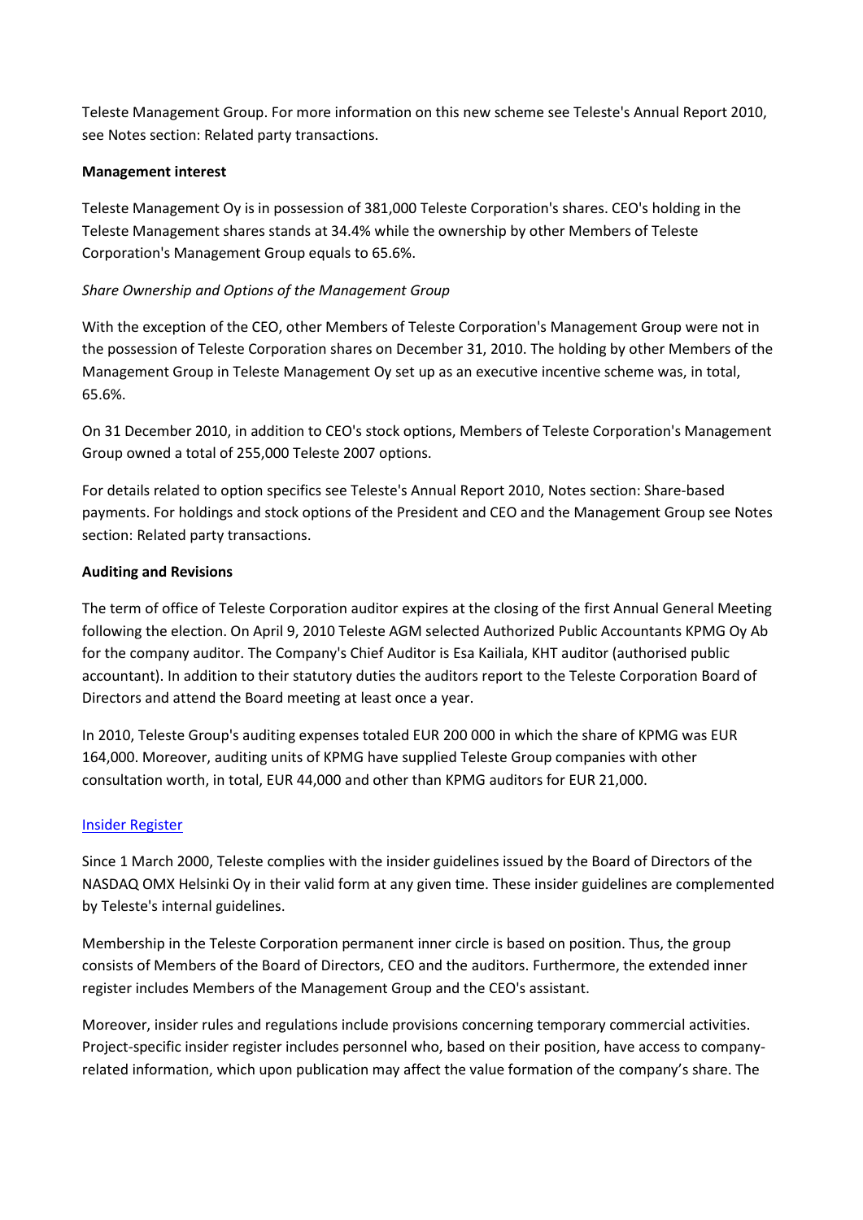Teleste Management Group. For more information on this new scheme see Teleste's Annual Report 2010, see Notes section: Related party transactions.

**Management interest**

Teleste Management Oy is in possession of 381,000 Teleste Corporation's shares. CEO's holding in the Teleste Management shares stands at 34.4% while the ownership by other Members of Teleste Corporation's Management Group equals to 65.6%.

*Share Ownership and Options of the Management Group*

With the exception of the CEO, other Members of Teleste Corporation's Management Group were not in the possession of Teleste Corporation shares on December 31, 2010. The holding by other Members of the Management Group in Teleste Management Oy set up as an executive incentive scheme was, in total, 65.6%.

On 31 December 2010, in addition to CEO's stock options, Members of Teleste Corporation's Management Group owned a total of 255,000 Teleste 2007 options.

For details related to option specifics see Teleste's Annual Report 2010, Notes section: Share-based payments. For holdings and stock options of the President and CEO and the Management Group see Notes section: Related party transactions.

**Auditing and Revisions**

The term of office of Teleste Corporation auditor expires at the closing of the first Annual General Meeting following the election. On April 9, 2010 Teleste AGM selected Authorized Public Accountants KPMG Oy Ab for the company auditor. The Company's Chief Auditor is Esa Kailiala, KHT auditor (authorised public accountant). In addition to their statutory duties the auditors report to the Teleste Corporation Board of Directors and attend the Board meeting at least once a year.

In 2010, Teleste Group's auditing expenses totaled EUR 200 000 in which the share of KPMG was EUR 164,000. Moreover, auditing units of KPMG have supplied Teleste Group companies with other consultation worth, in total, EUR 44,000 and other than KPMG auditors for EUR 21,000.

Insider Register

Since 1 March 2000, Teleste complies with the insider guidelines issued by the Board of Directors of the NASDAQ OMX Helsinki Oy in their valid form at any given time. These insider guidelines are complemented by Teleste's internal guidelines.

Membership in the Teleste Corporation permanent inner circle is based on position. Thus, the group consists of Members of the Board of Directors, CEO and the auditors. Furthermore, the extended inner register includes Members of the Management Group and the CEO's assistant.

Moreover, insider rules and regulations include provisions concerning temporary commercial activities. Project-specific insider register includes personnel who, based on their position, have access to company-related information, which upon publication may affect the value formation of the company's share. The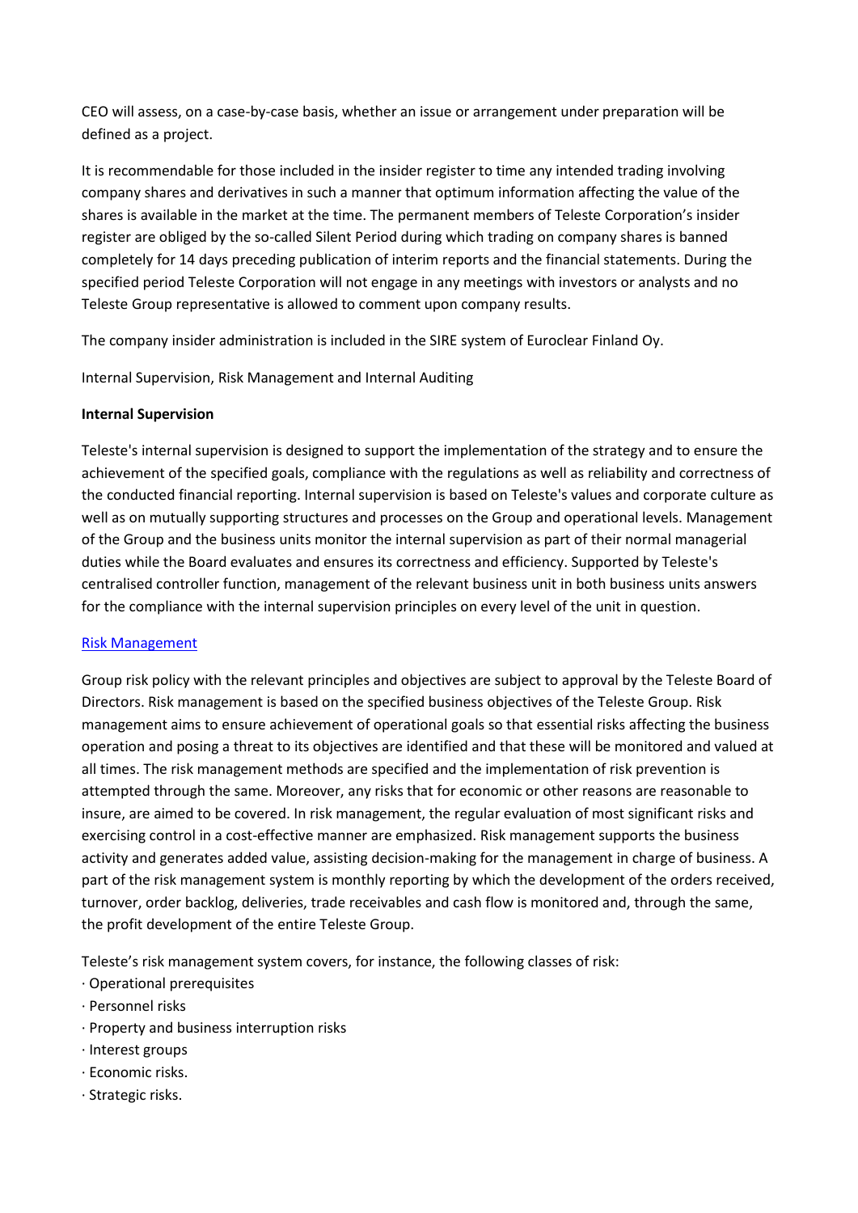CEO will assess, on a case-by-case basis, whether an issue or arrangement under preparation will be defined as a project.

It is recommendable for those included in the insider register to time any intended trading involving company shares and derivatives in such a manner that optimum information affecting the value of the shares is available in the market at the time. The permanent members of Teleste Corporation's insider register are obliged by the so-called Silent Period during which trading on company shares is banned completely for 14 days preceding publication of interim reports and the financial statements. During the specified period Teleste Corporation will not engage in any meetings with investors or analysts and no Teleste Group representative is allowed to comment upon company results.

The company insider administration is included in the SIRE system of Euroclear Finland Oy.

Internal Supervision, Risk Management and Internal Auditing

**Internal Supervision**

Teleste's internal supervision is designed to support the implementation of the strategy and to ensure the achievement of the specified goals, compliance with the regulations as well as reliability and correctness of the conducted financial reporting. Internal supervision is based on Teleste's values and corporate culture as well as on mutually supporting structures and processes on the Group and operational levels. Management of the Group and the business units monitor the internal supervision as part of their normal managerial duties while the Board evaluates and ensures its correctness and efficiency. Supported by Teleste's centralised controller function, management of the relevant business unit in both business units answers for the compliance with the internal supervision principles on every level of the unit in question.

Risk Management

Group risk policy with the relevant principles and objectives are subject to approval by the Teleste Board of Directors. Risk management is based on the specified business objectives of the Teleste Group. Risk management aims to ensure achievement of operational goals so that essential risks affecting the business operation and posing a threat to its objectives are identified and that these will be monitored and valued at all times. The risk management methods are specified and the implementation of risk prevention is attempted through the same. Moreover, any risks that for economic or other reasons are reasonable to insure, are aimed to be covered. In risk management, the regular evaluation of most significant risks and exercising control in a cost-effective manner are emphasized. Risk management supports the business activity and generates added value, assisting decision-making for the management in charge of business. A part of the risk management system is monthly reporting by which the development of the orders received, turnover, order backlog, deliveries, trade receivables and cash flow is monitored and, through the same, the profit development of the entire Teleste Group.

Teleste's risk management system covers, for instance, the following classes of risk:

- Operational prerequisites
- Personnel risks
- Property and business interruption risks
- Interest groups
- Economic risks.
- Strategic risks.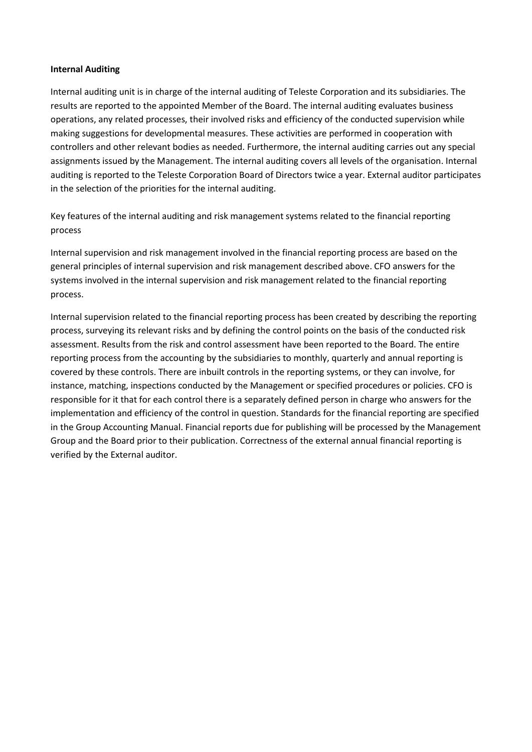**Internal Auditing**

Internal auditing unit is in charge of the internal auditing of Teleste Corporation and its subsidiaries. The results are reported to the appointed Member of the Board. The internal auditing evaluates business operations, any related processes, their involved risks and efficiency of the conducted supervision while making suggestions for developmental measures. These activities are performed in cooperation with controllers and other relevant bodies as needed. Furthermore, the internal auditing carries out any special assignments issued by the Management. The internal auditing covers all levels of the organisation. Internal auditing is reported to the Teleste Corporation Board of Directors twice a year. External auditor participates in the selection of the priorities for the internal auditing.

Key features of the internal auditing and risk management systems related to the financial reporting process

Internal supervision and risk management involved in the financial reporting process are based on the general principles of internal supervision and risk management described above. CFO answers for the systems involved in the internal supervision and risk management related to the financial reporting process.

Internal supervision related to the financial reporting process has been created by describing the reporting process, surveying its relevant risks and by defining the control points on the basis of the conducted risk assessment. Results from the risk and control assessment have been reported to the Board. The entire reporting process from the accounting by the subsidiaries to monthly, quarterly and annual reporting is covered by these controls. There are inbuilt controls in the reporting systems, or they can involve, for instance, matching, inspections conducted by the Management or specified procedures or policies. CFO is responsible for it that for each control there is a separately defined person in charge who answers for the implementation and efficiency of the control in question. Standards for the financial reporting are specified in the Group Accounting Manual. Financial reports due for publishing will be processed by the Management Group and the Board prior to their publication. Correctness of the external annual financial reporting is verified by the External auditor.